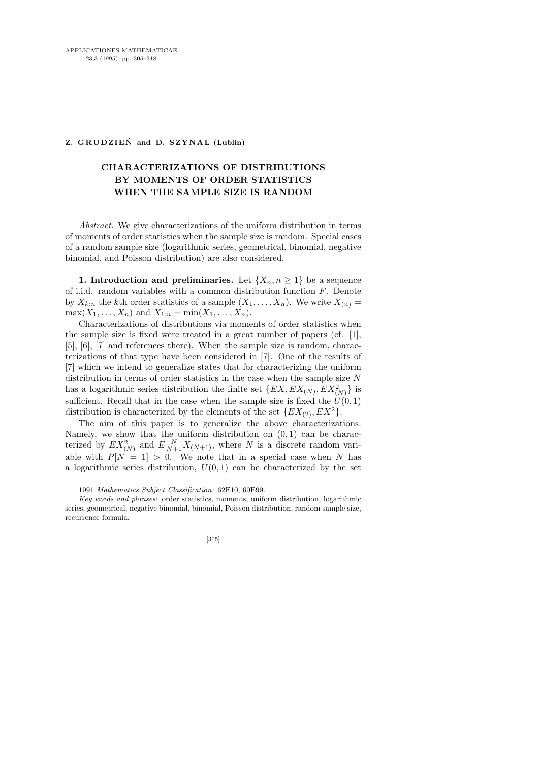**Z. GRUDZIEŃ and D. SZYNAL (Lublin)**

# CHARACTERIZATIONS OF DISTRIBUTIONS BY MOMENTS OF ORDER STATISTICS WHEN THE SAMPLE SIZE IS RANDOM

*Abstract*. We give characterizations of the uniform distribution in terms of moments of order statistics when the sample size is random. Special cases of a random sample size (logarithmic series, geometrical, binomial, negative binomial, and Poisson distribution) are also considered.

**1. Introduction and preliminaries.** Let $\{X_n, n \ge 1\}$ be a sequence of i.i.d. random variables with a common distribution function $F$. Denote by $X_{k:n}$ the $k$th order statistics of a sample $(X_1, \ldots, X_n)$. We write $X_{(n)} = \max(X_1, \ldots, X_n)$ and $X_{1:n} = \min(X_1, \ldots, X_n)$.

Characterizations of distributions via moments of order statistics when the sample size is fixed were treated in a great number of papers (cf. [1], [5], [6], [7] and references there). When the sample size is random, characterizations of that type have been considered in [7]. One of the results of [7] which we intend to generalize states that for characterizing the uniform distribution in terms of order statistics in the case when the sample size $N$ has a logarithmic series distribution the finite set $\{EX, EX_{(N)}, EX^2_{(N)}\}$ is sufficient. Recall that in the case when the sample size is fixed the $U(0,1)$ distribution is characterized by the elements of the set $\{EX_{(2)}, EX^2\}$.

The aim of this paper is to generalize the above characterizations. Namely, we show that the uniform distribution on $(0,1)$ can be characterized by $EX^2_{(N)}$ and $E\frac{N}{N+1}X_{(N+1)}$, where $N$ is a discrete random variable with $P[N = 1] > 0$. We note that in a special case when $N$ has a logarithmic series distribution, $U(0,1)$ can be characterized by the set

---

1991 *Mathematics Subject Classification*: 62E10, 60E99.

*Key words and phrases*: order statistics, moments, uniform distribution, logarithmic series, geometrical, negative binomial, binomial, Poisson distribution, random sample size, recurrence formula.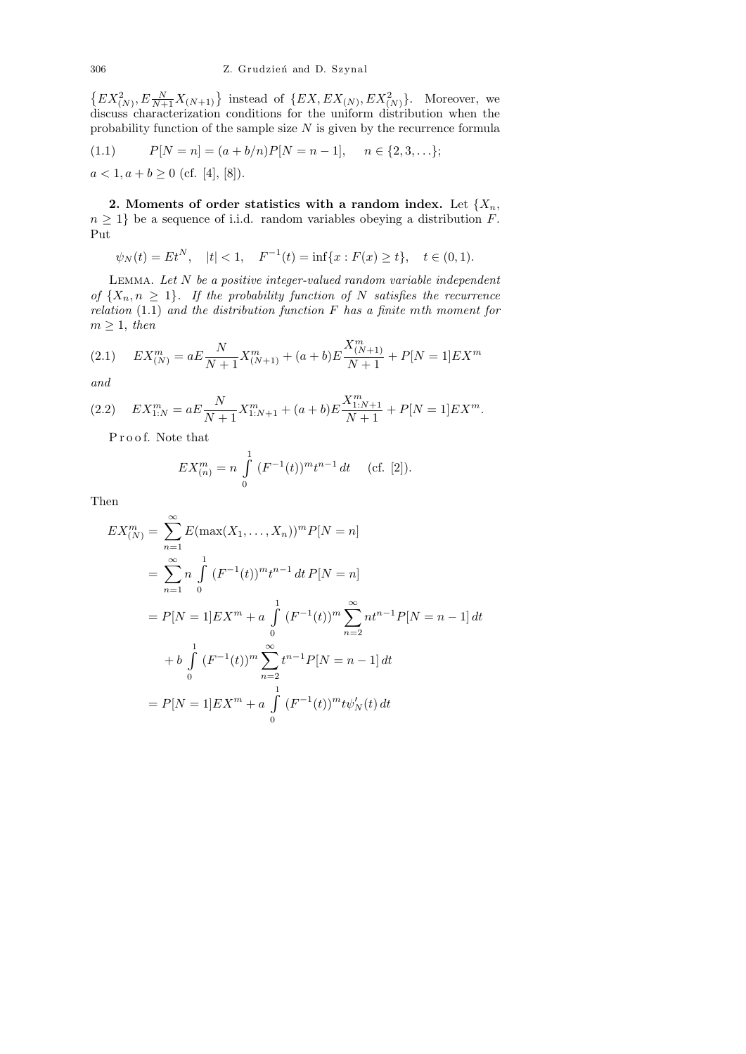$\{EX^2_{(N)}, E\frac{N}{N+1}X_{(N+1)}\}$ instead of $\{EX, EX_{(N)}, EX^2_{(N)}\}$. Moreover, we discuss characterization conditions for the uniform distribution when the probability function of the sample size $N$ is given by the recurrence formula

$$(1.1)\qquad P[N=n] = (a+b/n)P[N=n-1], \quad n\in\{2,3,\ldots\};$$

$a<1, a+b\ge 0$ (cf. [4], [8]).

**2. Moments of order statistics with a random index.** Let $\{X_n, n\ge 1\}$ be a sequence of i.i.d. random variables obeying a distribution $F$. Put

$$\psi_N(t) = Et^N, \quad |t|<1, \quad F^{-1}(t) = \inf\{x : F(x)\ge t\}, \quad t\in(0,1).$$

LEMMA. *Let $N$ be a positive integer-valued random variable independent of $\{X_n, n\ge 1\}$. If the probability function of $N$ satisfies the recurrence relation* (1.1) *and the distribution function $F$ has a finite $m$th moment for $m\ge 1$, then*

$$(2.1)\qquad EX^m_{(N)} = aE\frac{N}{N+1}X^m_{(N+1)} + (a+b)E\frac{X^m_{(N+1)}}{N+1} + P[N=1]EX^m$$

*and*

$$(2.2)\qquad EX^m_{1:N} = aE\frac{N}{N+1}X^m_{1:N+1} + (a+b)E\frac{X^m_{1:N+1}}{N+1} + P[N=1]EX^m.$$

Proof. Note that

$$EX^m_{(n)} = n\int_0^1 (F^{-1}(t))^m t^{n-1}\,dt \quad \text{(cf. [2])}.$$

Then

$$\begin{aligned}
EX^m_{(N)} &= \sum_{n=1}^\infty E(\max(X_1,\ldots,X_n))^m P[N=n] \\
&= \sum_{n=1}^\infty n\int_0^1 (F^{-1}(t))^m t^{n-1}\,dt\, P[N=n] \\
&= P[N=1]EX^m + a\int_0^1 (F^{-1}(t))^m \sum_{n=2}^\infty nt^{n-1}P[N=n-1]\,dt \\
&\quad + b\int_0^1 (F^{-1}(t))^m \sum_{n=2}^\infty t^{n-1}P[N=n-1]\,dt \\
&= P[N=1]EX^m + a\int_0^1 (F^{-1}(t))^m t\psi'_N(t)\,dt
\end{aligned}$$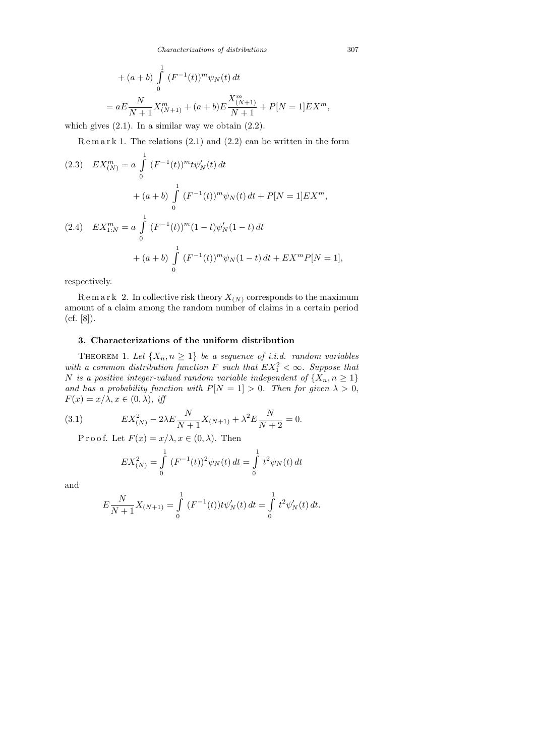$$+ (a+b) \int_0^1 (F^{-1}(t))^m \psi_N(t)\,dt$$

$$= aE\frac{N}{N+1}X^m_{(N+1)} + (a+b)E\frac{X^m_{(N+1)}}{N+1} + P[N=1]EX^m,$$

which gives (2.1). In a similar way we obtain (2.2).

Remark 1. The relations (2.1) and (2.2) can be written in the form

$$EX^m_{(N)} = a \int_0^1 (F^{-1}(t))^m t\psi'_N(t)\,dt + (a+b) \int_0^1 (F^{-1}(t))^m \psi_N(t)\,dt + P[N=1]EX^m, \tag{2.3}$$

$$EX^m_{1:N} = a \int_0^1 (F^{-1}(t))^m (1-t)\psi'_N(1-t)\,dt + (a+b) \int_0^1 (F^{-1}(t))^m \psi_N(1-t)\,dt + EX^m P[N=1], \tag{2.4}$$

respectively.

Remark 2. In collective risk theory $X_{(N)}$ corresponds to the maximum amount of a claim among the random number of claims in a certain period (cf. [8]).

## 3. Characterizations of the uniform distribution

Theorem 1. *Let $\{X_n, n \geq 1\}$ be a sequence of i.i.d. random variables with a common distribution function $F$ such that $EX_1^2 < \infty$. Suppose that $N$ is a positive integer-valued random variable independent of $\{X_n, n \geq 1\}$ and has a probability function with $P[N=1] > 0$. Then for given $\lambda > 0$, $F(x) = x/\lambda, x \in (0, \lambda)$, iff*

$$EX^2_{(N)} - 2\lambda E\frac{N}{N+1}X_{(N+1)} + \lambda^2 E\frac{N}{N+2} = 0. \tag{3.1}$$

Proof. Let $F(x) = x/\lambda, x \in (0, \lambda)$. Then

$$EX^2_{(N)} = \int_0^1 (F^{-1}(t))^2 \psi_N(t)\,dt = \int_0^1 t^2 \psi_N(t)\,dt$$

and

$$E\frac{N}{N+1}X_{(N+1)} = \int_0^1 (F^{-1}(t))t\psi'_N(t)\,dt = \int_0^1 t^2 \psi'_N(t)\,dt.$$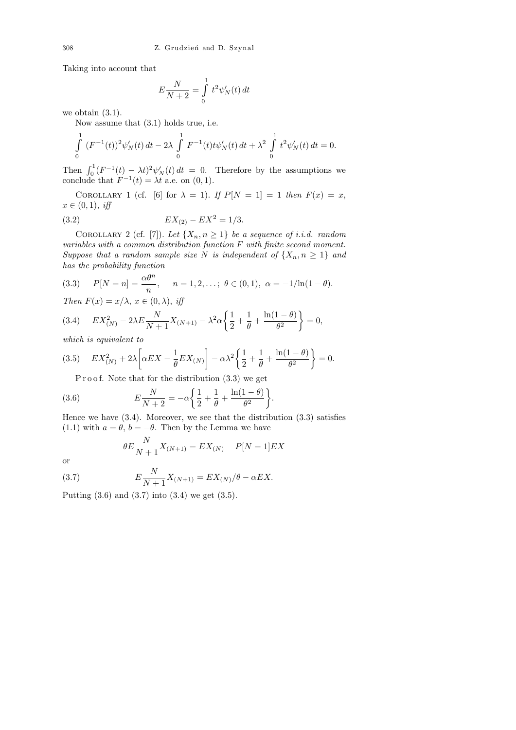Taking into account that

$$E\frac{N}{N+2} = \int_0^1 t^2 \psi_N'(t)\,dt$$

we obtain (3.1).

Now assume that (3.1) holds true, i.e.

$$\int_0^1 (F^{-1}(t))^2 \psi_N'(t)\,dt - 2\lambda \int_0^1 F^{-1}(t) t \psi_N'(t)\,dt + \lambda^2 \int_0^1 t^2 \psi_N'(t)\,dt = 0.$$

Then $\int_0^1 (F^{-1}(t) - \lambda t)^2 \psi_N'(t)\,dt = 0$. Therefore by the assumptions we conclude that $F^{-1}(t) = \lambda t$ a.e. on $(0,1)$.

Corollary 1 (cf. [6] for $\lambda = 1$). *If* $P[N=1] = 1$ *then* $F(x) = x$, $x \in (0,1)$, *iff*

$$EX_{(2)} - EX^2 = 1/3. \tag{3.2}$$

Corollary 2 (cf. [7]). *Let* $\{X_n, n \ge 1\}$ *be a sequence of i.i.d. random variables with a common distribution function* $F$ *with finite second moment. Suppose that a random sample size* $N$ *is independent of* $\{X_n, n \ge 1\}$ *and has the probability function*

$$P[N=n] = \frac{\alpha \theta^n}{n}, \quad n = 1, 2, \ldots;\ \theta \in (0,1),\ \alpha = -1/\ln(1-\theta). \tag{3.3}$$

*Then* $F(x) = x/\lambda$, $x \in (0,\lambda)$, *iff*

$$EX_{(N)}^2 - 2\lambda E\frac{N}{N+1} X_{(N+1)} - \lambda^2 \alpha \left\{ \frac{1}{2} + \frac{1}{\theta} + \frac{\ln(1-\theta)}{\theta^2} \right\} = 0, \tag{3.4}$$

*which is equivalent to*

$$EX_{(N)}^2 + 2\lambda \left[ \alpha EX - \frac{1}{\theta} EX_{(N)} \right] - \alpha \lambda^2 \left\{ \frac{1}{2} + \frac{1}{\theta} + \frac{\ln(1-\theta)}{\theta^2} \right\} = 0. \tag{3.5}$$

Proof. Note that for the distribution (3.3) we get

$$E\frac{N}{N+2} = -\alpha \left\{ \frac{1}{2} + \frac{1}{\theta} + \frac{\ln(1-\theta)}{\theta^2} \right\}. \tag{3.6}$$

Hence we have (3.4). Moreover, we see that the distribution (3.3) satisfies (1.1) with $a = \theta$, $b = -\theta$. Then by the Lemma we have

$$\theta E \frac{N}{N+1} X_{(N+1)} = EX_{(N)} - P[N=1] EX$$

or

$$E\frac{N}{N+1} X_{(N+1)} = EX_{(N)}/\theta - \alpha EX. \tag{3.7}$$

Putting (3.6) and (3.7) into (3.4) we get (3.5).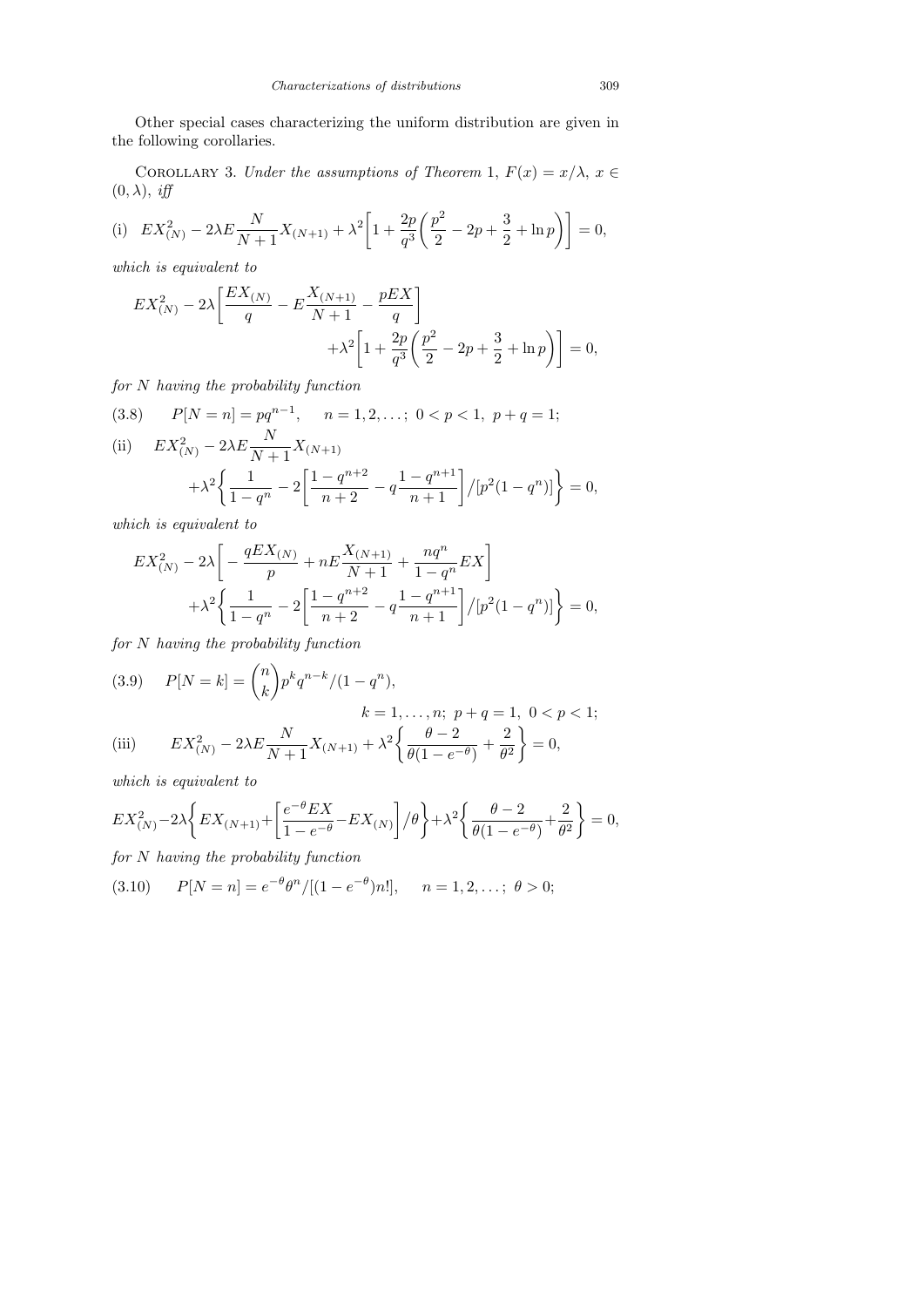Other special cases characterizing the uniform distribution are given in the following corollaries.

Corollary 3. *Under the assumptions of Theorem* 1, $F(x) = x/\lambda$, $x \in (0, \lambda)$, *iff*

$$\text{(i)}\quad EX_{(N)}^2 - 2\lambda E\frac{N}{N+1}X_{(N+1)} + \lambda^2\left[1 + \frac{2p}{q^3}\left(\frac{p^2}{2} - 2p + \frac{3}{2} + \ln p\right)\right] = 0,$$

*which is equivalent to*

$$EX_{(N)}^2 - 2\lambda\left[\frac{EX_{(N)}}{q} - E\frac{X_{(N+1)}}{N+1} - \frac{pEX}{q}\right] + \lambda^2\left[1 + \frac{2p}{q^3}\left(\frac{p^2}{2} - 2p + \frac{3}{2} + \ln p\right)\right] = 0,$$

*for* $N$ *having the probability function*

$$(3.8)\qquad P[N = n] = pq^{n-1}, \qquad n = 1, 2, \ldots;\ 0 < p < 1,\ p + q = 1;$$

$$\text{(ii)}\quad EX_{(N)}^2 - 2\lambda E\frac{N}{N+1}X_{(N+1)} + \lambda^2\left\{\frac{1}{1-q^n} - 2\left[\frac{1-q^{n+2}}{n+2} - q\frac{1-q^{n+1}}{n+1}\right]\Big/[p^2(1-q^n)]\right\} = 0,$$

*which is equivalent to*

$$EX_{(N)}^2 - 2\lambda\left[-\frac{qEX_{(N)}}{p} + nE\frac{X_{(N+1)}}{N+1} + \frac{nq^n}{1-q^n}EX\right] + \lambda^2\left\{\frac{1}{1-q^n} - 2\left[\frac{1-q^{n+2}}{n+2} - q\frac{1-q^{n+1}}{n+1}\right]\Big/[p^2(1-q^n)]\right\} = 0,$$

*for* $N$ *having the probability function*

$$(3.9)\qquad P[N = k] = \binom{n}{k}p^k q^{n-k}/(1-q^n), \qquad k = 1, \ldots, n;\ p + q = 1,\ 0 < p < 1;$$

$$\text{(iii)}\qquad EX_{(N)}^2 - 2\lambda E\frac{N}{N+1}X_{(N+1)} + \lambda^2\left\{\frac{\theta - 2}{\theta(1-e^{-\theta})} + \frac{2}{\theta^2}\right\} = 0,$$

*which is equivalent to*

$$EX_{(N)}^2 - 2\lambda\left\{EX_{(N+1)} + \left[\frac{e^{-\theta}EX}{1-e^{-\theta}} - EX_{(N)}\right]\Big/\theta\right\} + \lambda^2\left\{\frac{\theta-2}{\theta(1-e^{-\theta})} + \frac{2}{\theta^2}\right\} = 0,$$

*for* $N$ *having the probability function*

$$(3.10)\qquad P[N = n] = e^{-\theta}\theta^n/[(1-e^{-\theta})n!], \qquad n = 1, 2, \ldots;\ \theta > 0;$$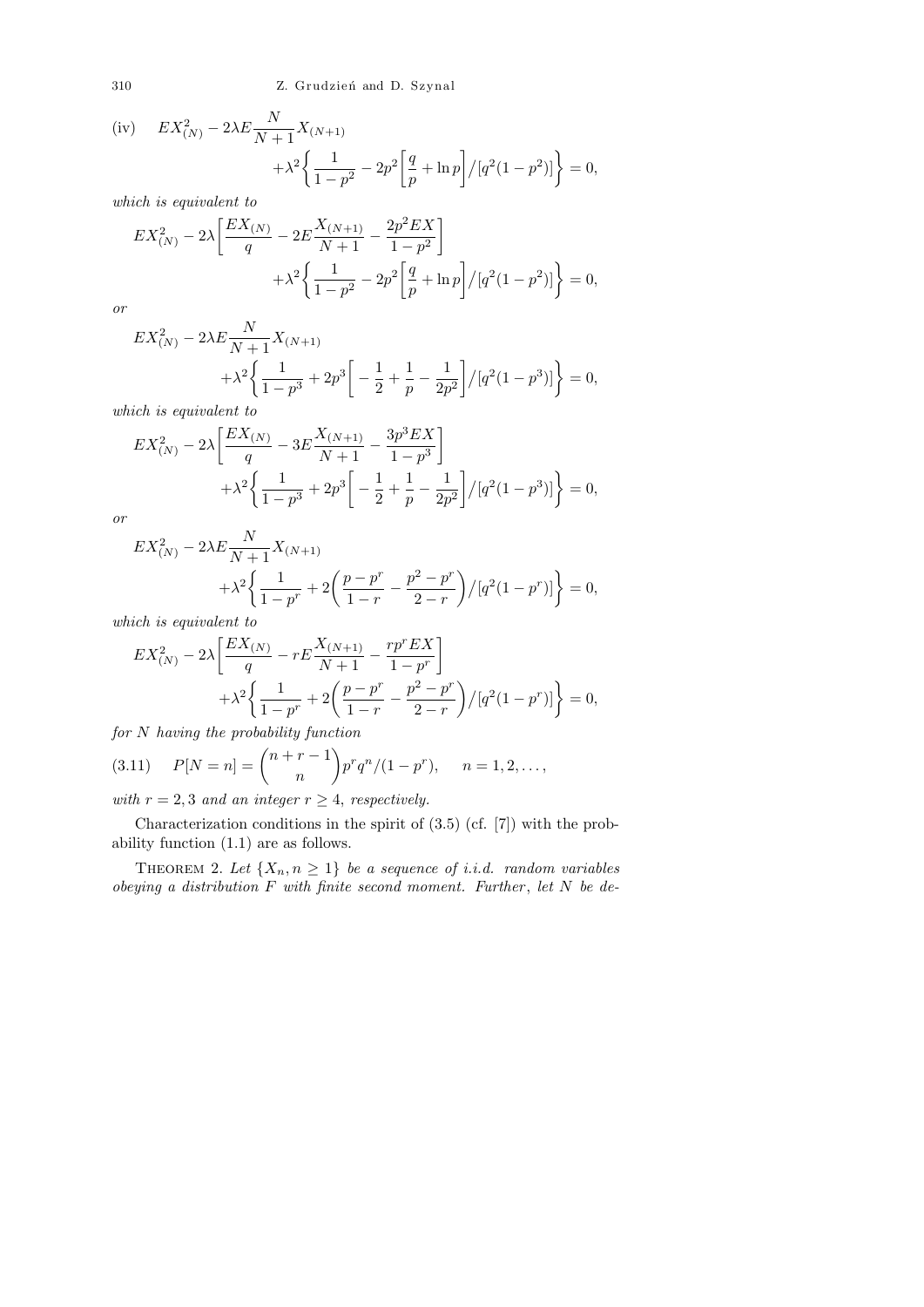(iv) $$EX_{(N)}^2 - 2\lambda E\frac{N}{N+1}X_{(N+1)} + \lambda^2\left\{\frac{1}{1-p^2} - 2p^2\left[\frac{q}{p} + \ln p\right]\Big/[q^2(1-p^2)]\right\} = 0,$$

*which is equivalent to*

$$EX_{(N)}^2 - 2\lambda\left[\frac{EX_{(N)}}{q} - 2E\frac{X_{(N+1)}}{N+1} - \frac{2p^2 EX}{1-p^2}\right] + \lambda^2\left\{\frac{1}{1-p^2} - 2p^2\left[\frac{q}{p} + \ln p\right]\Big/[q^2(1-p^2)]\right\} = 0,$$

*or*

$$EX_{(N)}^2 - 2\lambda E\frac{N}{N+1}X_{(N+1)} + \lambda^2\left\{\frac{1}{1-p^3} + 2p^3\left[-\frac{1}{2} + \frac{1}{p} - \frac{1}{2p^2}\right]\Big/[q^2(1-p^3)]\right\} = 0,$$

*which is equivalent to*

$$EX_{(N)}^2 - 2\lambda\left[\frac{EX_{(N)}}{q} - 3E\frac{X_{(N+1)}}{N+1} - \frac{3p^3 EX}{1-p^3}\right] + \lambda^2\left\{\frac{1}{1-p^3} + 2p^3\left[-\frac{1}{2} + \frac{1}{p} - \frac{1}{2p^2}\right]\Big/[q^2(1-p^3)]\right\} = 0,$$

*or*

$$EX_{(N)}^2 - 2\lambda E\frac{N}{N+1}X_{(N+1)} + \lambda^2\left\{\frac{1}{1-p^r} + 2\left(\frac{p-p^r}{1-r} - \frac{p^2-p^r}{2-r}\right)\Big/[q^2(1-p^r)]\right\} = 0,$$

*which is equivalent to*

$$EX_{(N)}^2 - 2\lambda\left[\frac{EX_{(N)}}{q} - rE\frac{X_{(N+1)}}{N+1} - \frac{rp^r EX}{1-p^r}\right] + \lambda^2\left\{\frac{1}{1-p^r} + 2\left(\frac{p-p^r}{1-r} - \frac{p^2-p^r}{2-r}\right)\Big/[q^2(1-p^r)]\right\} = 0,$$

*for $N$ having the probability function*

$$(3.11)\qquad P[N=n] = \binom{n+r-1}{n}p^r q^n/(1-p^r), \qquad n = 1, 2, \ldots,$$

*with $r = 2, 3$ and an integer $r \geq 4$, respectively.*

Characterization conditions in the spirit of (3.5) (cf. [7]) with the probability function (1.1) are as follows.

Theorem 2. *Let $\{X_n, n \geq 1\}$ be a sequence of i.i.d. random variables obeying a distribution $F$ with finite second moment. Further, let $N$ be de-*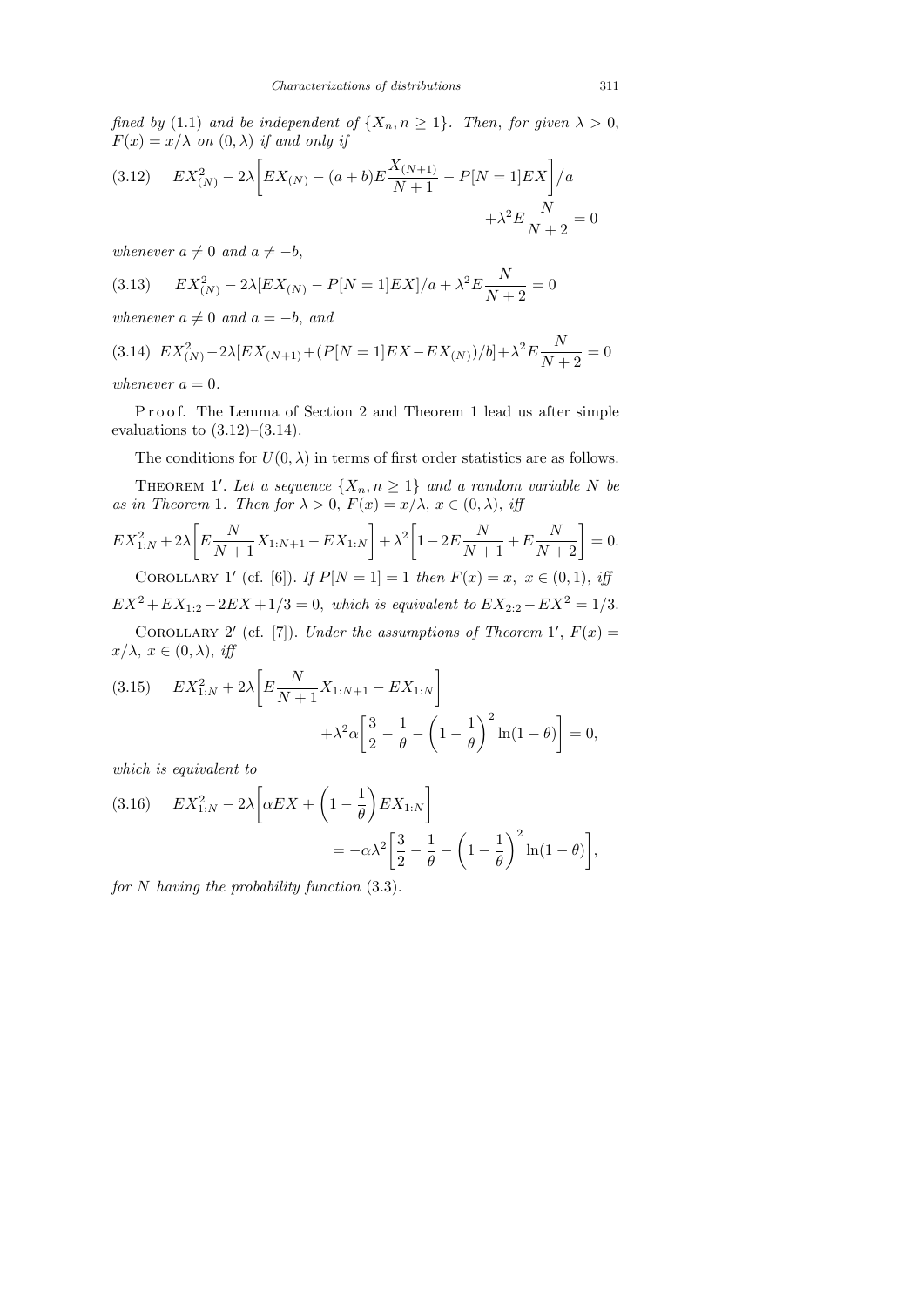*fined by* (1.1) *and be independent of* $\{X_n, n \geq 1\}$. *Then, for given* $\lambda > 0$, $F(x) = x/\lambda$ *on* $(0, \lambda)$ *if and only if*

$$(3.12)\quad EX^2_{(N)} - 2\lambda\bigg[EX_{(N)} - (a+b)E\frac{X_{(N+1)}}{N+1} - P[N=1]EX\bigg]\Big/a + \lambda^2 E\frac{N}{N+2} = 0$$

*whenever* $a \neq 0$ *and* $a \neq -b$,

$$(3.13)\quad EX^2_{(N)} - 2\lambda[EX_{(N)} - P[N=1]EX]/a + \lambda^2 E\frac{N}{N+2} = 0$$

*whenever* $a \neq 0$ *and* $a = -b$, *and*

$$(3.14)\quad EX^2_{(N)} - 2\lambda[EX_{(N+1)} + (P[N=1]EX - EX_{(N)})/b] + \lambda^2 E\frac{N}{N+2} = 0$$

*whenever* $a = 0$.

Proof. The Lemma of Section 2 and Theorem 1 lead us after simple evaluations to (3.12)–(3.14).

The conditions for $U(0, \lambda)$ in terms of first order statistics are as follows.

THEOREM 1′. *Let a sequence* $\{X_n, n \geq 1\}$ *and a random variable* $N$ *be as in Theorem* 1. *Then for* $\lambda > 0$, $F(x) = x/\lambda$, $x \in (0, \lambda)$, *iff*

$$EX^2_{1:N} + 2\lambda\bigg[E\frac{N}{N+1}X_{1:N+1} - EX_{1:N}\bigg] + \lambda^2\bigg[1 - 2E\frac{N}{N+1} + E\frac{N}{N+2}\bigg] = 0.$$

COROLLARY 1′ (cf. [6]). *If* $P[N=1] = 1$ *then* $F(x) = x$, $x \in (0,1)$, *iff* $EX^2 + EX_{1:2} - 2EX + 1/3 = 0$, *which is equivalent to* $EX_{2:2} - EX^2 = 1/3$.

COROLLARY 2′ (cf. [7]). *Under the assumptions of Theorem* 1′, $F(x) = x/\lambda$, $x \in (0, \lambda)$, *iff*

$$(3.15)\quad EX^2_{1:N} + 2\lambda\bigg[E\frac{N}{N+1}X_{1:N+1} - EX_{1:N}\bigg] + \lambda^2\alpha\bigg[\frac{3}{2} - \frac{1}{\theta} - \bigg(1 - \frac{1}{\theta}\bigg)^2\ln(1-\theta)\bigg] = 0,$$

*which is equivalent to*

$$(3.16)\quad EX^2_{1:N} - 2\lambda\bigg[\alpha EX + \bigg(1 - \frac{1}{\theta}\bigg)EX_{1:N}\bigg] = -\alpha\lambda^2\bigg[\frac{3}{2} - \frac{1}{\theta} - \bigg(1 - \frac{1}{\theta}\bigg)^2\ln(1-\theta)\bigg],$$

*for* $N$ *having the probability function* (3.3).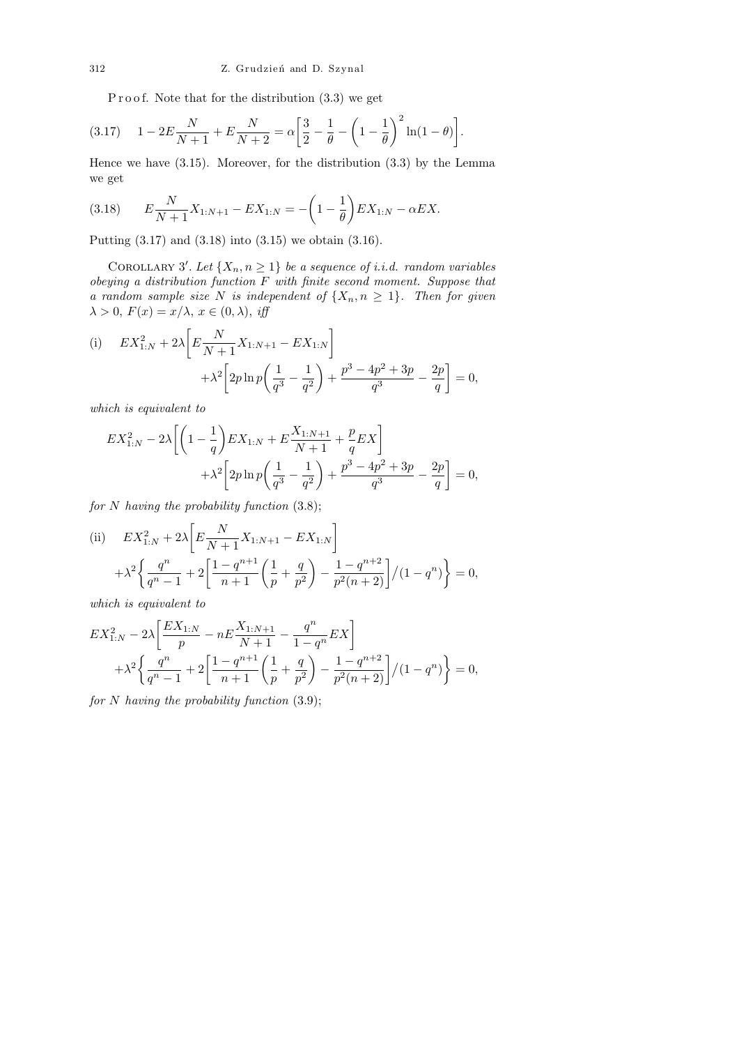P r o o f. Note that for the distribution (3.3) we get

$$
(3.17)\qquad 1 - 2E\frac{N}{N+1} + E\frac{N}{N+2} = \alpha\left[\frac{3}{2} - \frac{1}{\theta} - \left(1 - \frac{1}{\theta}\right)^2 \ln(1-\theta)\right].
$$

Hence we have (3.15). Moreover, for the distribution (3.3) by the Lemma we get

$$
(3.18)\qquad E\frac{N}{N+1}X_{1:N+1} - EX_{1:N} = -\left(1 - \frac{1}{\theta}\right)EX_{1:N} - \alpha EX.
$$

Putting (3.17) and (3.18) into (3.15) we obtain (3.16).

COROLLARY 3′. *Let $\{X_n, n \ge 1\}$ be a sequence of i.i.d. random variables obeying a distribution function $F$ with finite second moment. Suppose that a random sample size $N$ is independent of $\{X_n, n \ge 1\}$. Then for given $\lambda > 0$, $F(x) = x/\lambda$, $x \in (0, \lambda)$, iff*

$$
\text{(i)}\qquad EX_{1:N}^2 + 2\lambda\left[E\frac{N}{N+1}X_{1:N+1} - EX_{1:N}\right] + \lambda^2\left[2p\ln p\left(\frac{1}{q^3} - \frac{1}{q^2}\right) + \frac{p^3 - 4p^2 + 3p}{q^3} - \frac{2p}{q}\right] = 0,
$$

*which is equivalent to*

$$
EX_{1:N}^2 - 2\lambda\left[\left(1 - \frac{1}{q}\right)EX_{1:N} + E\frac{X_{1:N+1}}{N+1} + \frac{p}{q}EX\right] + \lambda^2\left[2p\ln p\left(\frac{1}{q^3} - \frac{1}{q^2}\right) + \frac{p^3 - 4p^2 + 3p}{q^3} - \frac{2p}{q}\right] = 0,
$$

*for $N$ having the probability function* (3.8);

$$
\text{(ii)}\qquad EX_{1:N}^2 + 2\lambda\left[E\frac{N}{N+1}X_{1:N+1} - EX_{1:N}\right] + \lambda^2\left\{\frac{q^n}{q^n - 1} + 2\left[\frac{1 - q^{n+1}}{n+1}\left(\frac{1}{p} + \frac{q}{p^2}\right) - \frac{1 - q^{n+2}}{p^2(n+2)}\right]\Big/(1 - q^n)\right\} = 0,
$$

*which is equivalent to*

$$
EX_{1:N}^2 - 2\lambda\left[\frac{EX_{1:N}}{p} - nE\frac{X_{1:N+1}}{N+1} - \frac{q^n}{1 - q^n}EX\right] + \lambda^2\left\{\frac{q^n}{q^n - 1} + 2\left[\frac{1 - q^{n+1}}{n+1}\left(\frac{1}{p} + \frac{q}{p^2}\right) - \frac{1 - q^{n+2}}{p^2(n+2)}\right]\Big/(1 - q^n)\right\} = 0,
$$

*for $N$ having the probability function* (3.9);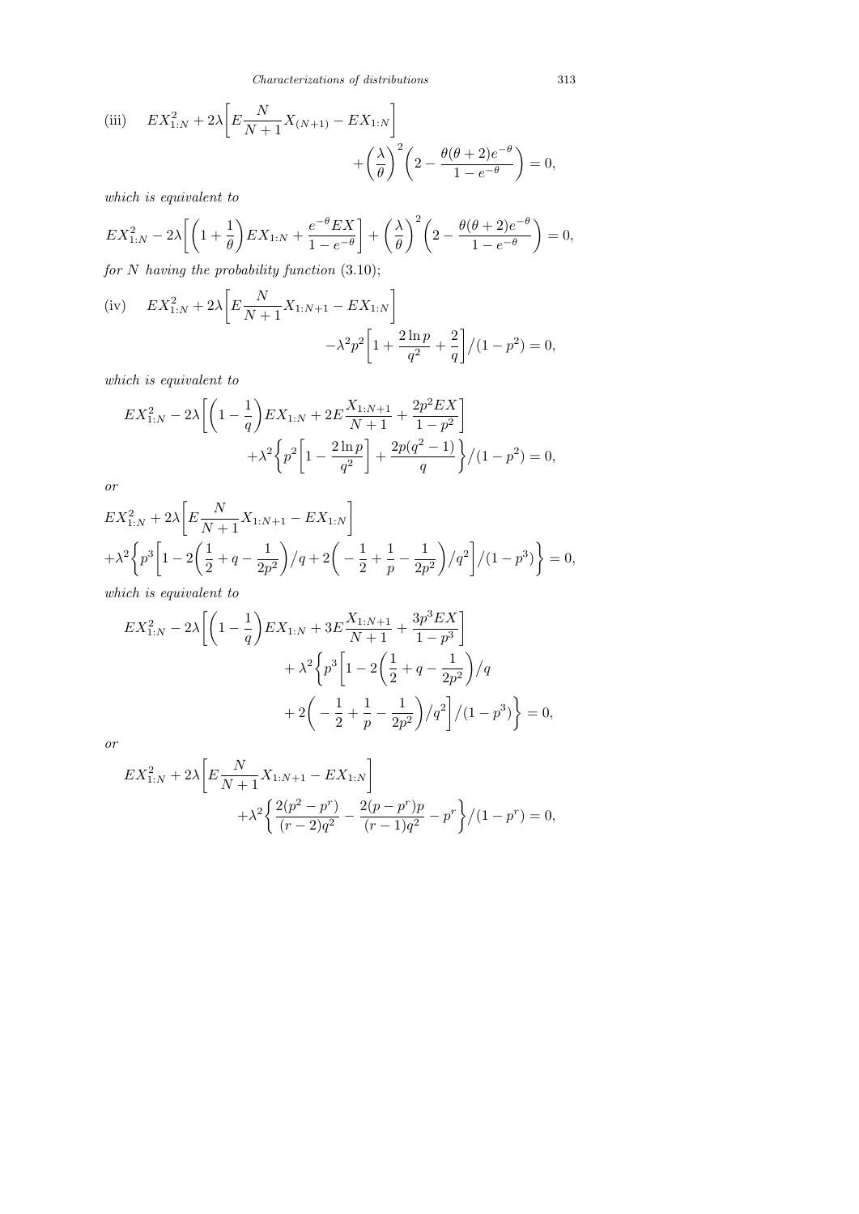(iii) $$EX_{1:N}^2 + 2\lambda\bigg[E\frac{N}{N+1}X_{(N+1)} - EX_{1:N}\bigg] + \left(\frac{\lambda}{\theta}\right)^2\left(2 - \frac{\theta(\theta+2)e^{-\theta}}{1-e^{-\theta}}\right) = 0,$$

*which is equivalent to*

$$EX_{1:N}^2 - 2\lambda\bigg[\left(1+\frac{1}{\theta}\right)EX_{1:N} + \frac{e^{-\theta}EX}{1-e^{-\theta}}\bigg] + \left(\frac{\lambda}{\theta}\right)^2\left(2 - \frac{\theta(\theta+2)e^{-\theta}}{1-e^{-\theta}}\right) = 0,$$

*for $N$ having the probability function* (3.10);

(iv) $$EX_{1:N}^2 + 2\lambda\bigg[E\frac{N}{N+1}X_{1:N+1} - EX_{1:N}\bigg] - \lambda^2p^2\bigg[1 + \frac{2\ln p}{q^2} + \frac{2}{q}\bigg]\Big/(1-p^2) = 0,$$

*which is equivalent to*

$$EX_{1:N}^2 - 2\lambda\bigg[\left(1-\frac{1}{q}\right)EX_{1:N} + 2E\frac{X_{1:N+1}}{N+1} + \frac{2p^2EX}{1-p^2}\bigg] + \lambda^2\bigg\{p^2\bigg[1 - \frac{2\ln p}{q^2}\bigg] + \frac{2p(q^2-1)}{q}\bigg\}\Big/(1-p^2) = 0,$$

*or*

$$EX_{1:N}^2 + 2\lambda\bigg[E\frac{N}{N+1}X_{1:N+1} - EX_{1:N}\bigg] + \lambda^2\bigg\{p^3\bigg[1 - 2\bigg(\frac{1}{2} + q - \frac{1}{2p^2}\bigg)\Big/q + 2\bigg(-\frac{1}{2} + \frac{1}{p} - \frac{1}{2p^2}\bigg)\Big/q^2\bigg]\Big/(1-p^3)\bigg\} = 0,$$

*which is equivalent to*

$$EX_{1:N}^2 - 2\lambda\bigg[\left(1-\frac{1}{q}\right)EX_{1:N} + 3E\frac{X_{1:N+1}}{N+1} + \frac{3p^3EX}{1-p^3}\bigg] + \lambda^2\bigg\{p^3\bigg[1 - 2\bigg(\frac{1}{2} + q - \frac{1}{2p^2}\bigg)\Big/q + 2\bigg(-\frac{1}{2} + \frac{1}{p} - \frac{1}{2p^2}\bigg)\Big/q^2\bigg]\Big/(1-p^3)\bigg\} = 0,$$

*or*

$$EX_{1:N}^2 + 2\lambda\bigg[E\frac{N}{N+1}X_{1:N+1} - EX_{1:N}\bigg] + \lambda^2\bigg\{\frac{2(p^2-p^r)}{(r-2)q^2} - \frac{2(p-p^r)p}{(r-1)q^2} - p^r\bigg\}\Big/(1-p^r) = 0,$$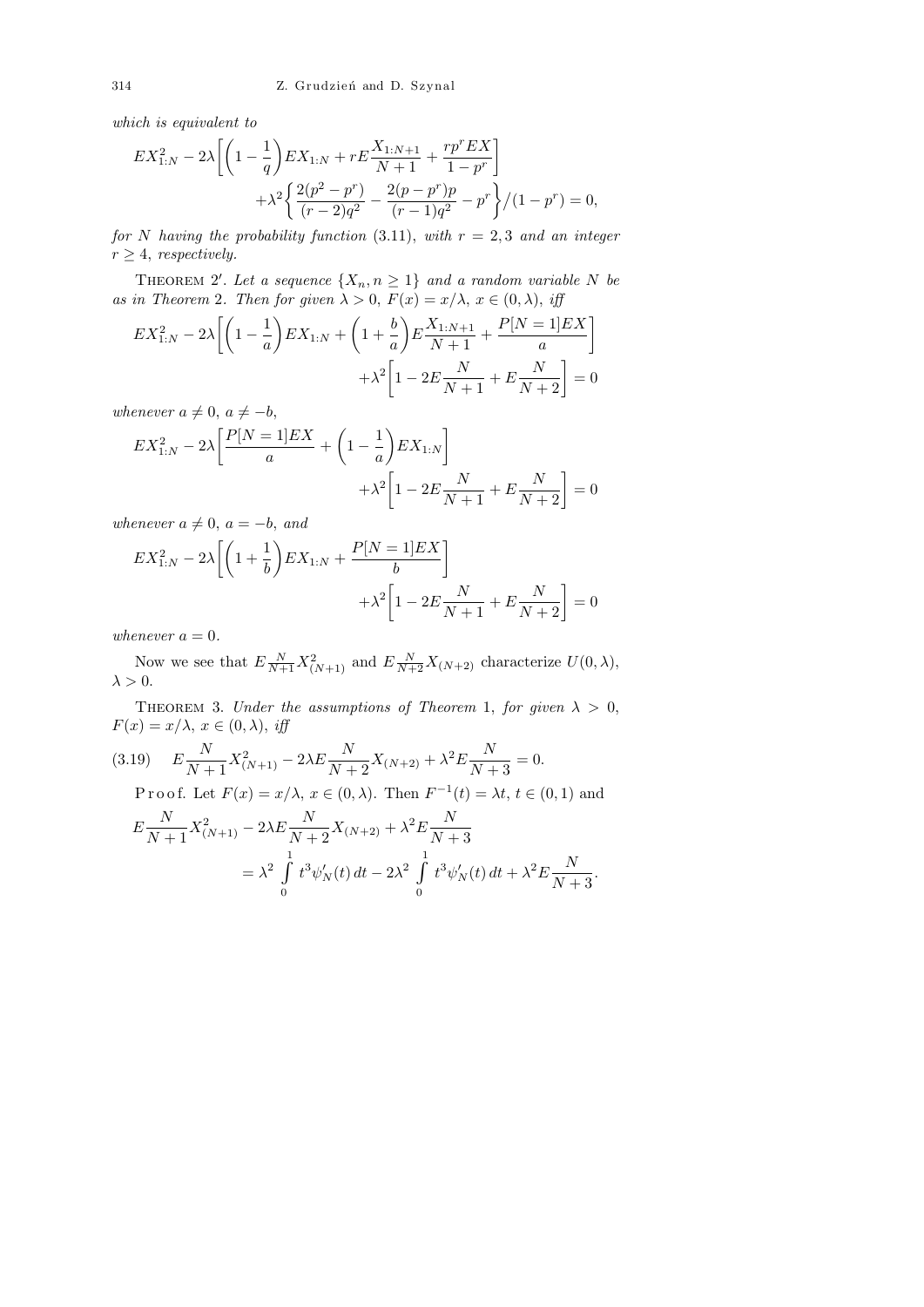*which is equivalent to*

$$EX_{1:N}^2 - 2\lambda\bigg[\bigg(1-\frac{1}{q}\bigg)EX_{1:N} + rE\frac{X_{1:N+1}}{N+1} + \frac{rp^r EX}{1-p^r}\bigg] + \lambda^2\bigg\{\frac{2(p^2-p^r)}{(r-2)q^2} - \frac{2(p-p^r)p}{(r-1)q^2} - p^r\bigg\}\Big/(1-p^r) = 0,$$

*for $N$ having the probability function* (3.11), *with $r = 2, 3$ and an integer $r \ge 4$, respectively.*

THEOREM 2′. *Let a sequence $\{X_n, n \ge 1\}$ and a random variable $N$ be as in Theorem* 2. *Then for given $\lambda > 0$, $F(x) = x/\lambda$, $x \in (0, \lambda)$, iff*

$$EX_{1:N}^2 - 2\lambda\bigg[\bigg(1-\frac{1}{a}\bigg)EX_{1:N} + \bigg(1+\frac{b}{a}\bigg)E\frac{X_{1:N+1}}{N+1} + \frac{P[N=1]EX}{a}\bigg] + \lambda^2\bigg[1 - 2E\frac{N}{N+1} + E\frac{N}{N+2}\bigg] = 0$$

*whenever $a \ne 0$, $a \ne -b$,*

$$EX_{1:N}^2 - 2\lambda\bigg[\frac{P[N=1]EX}{a} + \bigg(1-\frac{1}{a}\bigg)EX_{1:N}\bigg] + \lambda^2\bigg[1 - 2E\frac{N}{N+1} + E\frac{N}{N+2}\bigg] = 0$$

*whenever $a \ne 0$, $a = -b$, and*

$$EX_{1:N}^2 - 2\lambda\bigg[\bigg(1+\frac{1}{b}\bigg)EX_{1:N} + \frac{P[N=1]EX}{b}\bigg] + \lambda^2\bigg[1 - 2E\frac{N}{N+1} + E\frac{N}{N+2}\bigg] = 0$$

*whenever $a = 0$.*

Now we see that $E\frac{N}{N+1}X_{(N+1)}^2$ and $E\frac{N}{N+2}X_{(N+2)}$ characterize $U(0, \lambda)$, $\lambda > 0$.

THEOREM 3. *Under the assumptions of Theorem* 1, *for given $\lambda > 0$, $F(x) = x/\lambda$, $x \in (0, \lambda)$, iff*

$$E\frac{N}{N+1}X_{(N+1)}^2 - 2\lambda E\frac{N}{N+2}X_{(N+2)} + \lambda^2 E\frac{N}{N+3} = 0. \tag{3.19}$$

Proof. Let $F(x) = x/\lambda$, $x \in (0, \lambda)$. Then $F^{-1}(t) = \lambda t$, $t \in (0, 1)$ and

$$E\frac{N}{N+1}X_{(N+1)}^2 - 2\lambda E\frac{N}{N+2}X_{(N+2)} + \lambda^2 E\frac{N}{N+3} = \lambda^2 \int_0^1 t^3 \psi_N'(t)\,dt - 2\lambda^2 \int_0^1 t^3 \psi_N'(t)\,dt + \lambda^2 E\frac{N}{N+3}.$$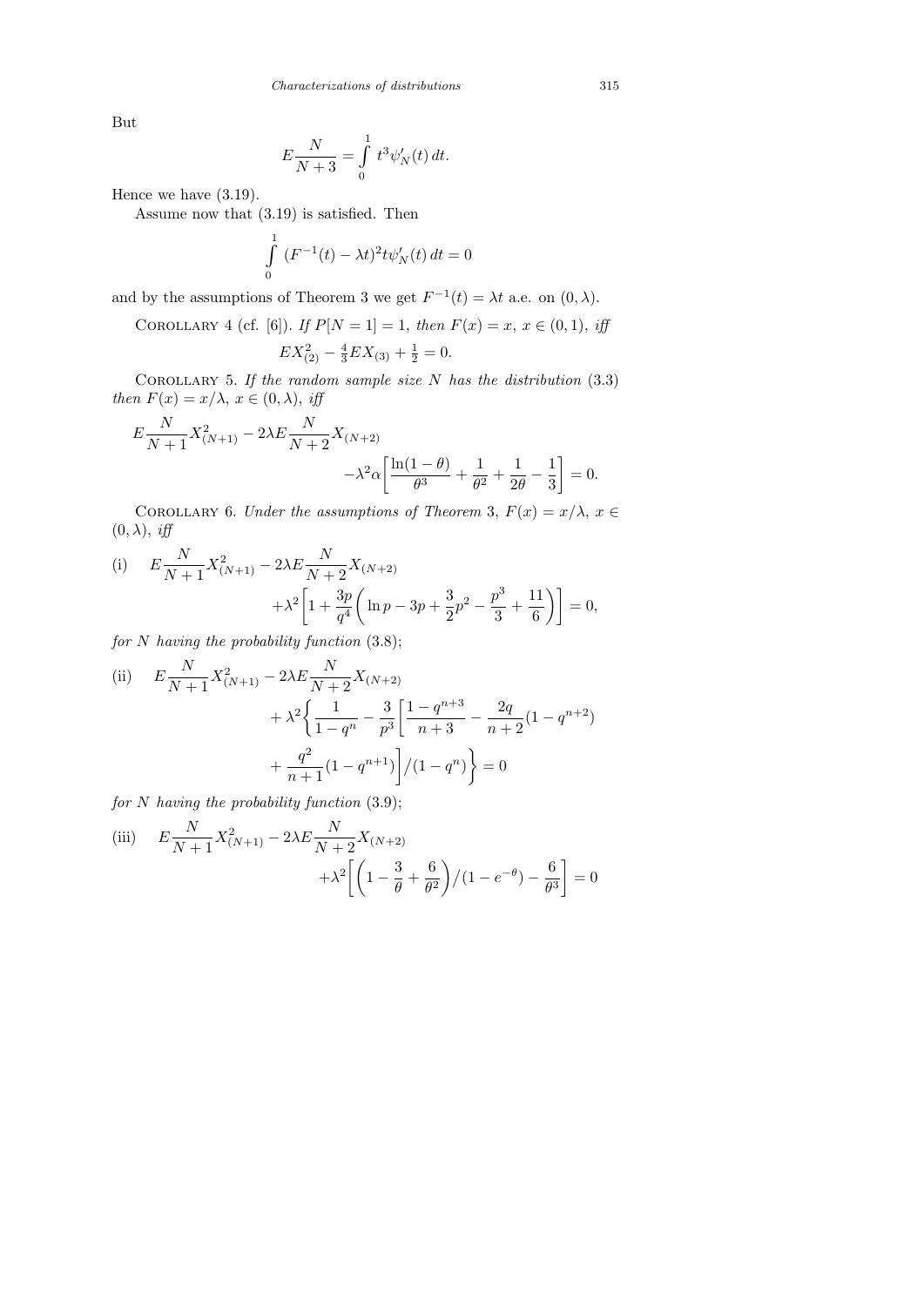But

$$E\frac{N}{N+3} = \int\limits_0^1 t^3 \psi_N'(t)\,dt.$$

Hence we have (3.19).

Assume now that (3.19) is satisfied. Then

$$\int\limits_0^1 (F^{-1}(t) - \lambda t)^2 t \psi_N'(t)\,dt = 0$$

and by the assumptions of Theorem 3 we get $F^{-1}(t) = \lambda t$ a.e. on $(0, \lambda)$.

COROLLARY 4 (cf. [6]). *If $P[N=1]=1$, then $F(x) = x$, $x \in (0,1)$, iff*

$$EX_{(2)}^2 - \tfrac{4}{3}EX_{(3)} + \tfrac{1}{2} = 0.$$

COROLLARY 5. *If the random sample size $N$ has the distribution* (3.3) *then $F(x) = x/\lambda$, $x \in (0,\lambda)$, iff*

$$E\frac{N}{N+1}X_{(N+1)}^2 - 2\lambda E\frac{N}{N+2}X_{(N+2)} - \lambda^2 \alpha\left[\frac{\ln(1-\theta)}{\theta^3} + \frac{1}{\theta^2} + \frac{1}{2\theta} - \frac{1}{3}\right] = 0.$$

COROLLARY 6. *Under the assumptions of Theorem* 3, *$F(x) = x/\lambda$, $x \in (0,\lambda)$, iff*

(i) $$E\frac{N}{N+1}X_{(N+1)}^2 - 2\lambda E\frac{N}{N+2}X_{(N+2)} + \lambda^2\left[1 + \frac{3p}{q^4}\left(\ln p - 3p + \frac{3}{2}p^2 - \frac{p^3}{3} + \frac{11}{6}\right)\right] = 0,$$

*for $N$ having the probability function* (3.8);

(ii) $$E\frac{N}{N+1}X_{(N+1)}^2 - 2\lambda E\frac{N}{N+2}X_{(N+2)} + \lambda^2\left\{\frac{1}{1-q^n} - \frac{3}{p^3}\left[\frac{1-q^{n+3}}{n+3} - \frac{2q}{n+2}(1-q^{n+2}) + \frac{q^2}{n+1}(1-q^{n+1})\right]\Big/(1-q^n)\right\} = 0$$

*for $N$ having the probability function* (3.9);

(iii) $$E\frac{N}{N+1}X_{(N+1)}^2 - 2\lambda E\frac{N}{N+2}X_{(N+2)} + \lambda^2\left[\left(1 - \frac{3}{\theta} + \frac{6}{\theta^2}\right)\Big/(1-e^{-\theta}) - \frac{6}{\theta^3}\right] = 0$$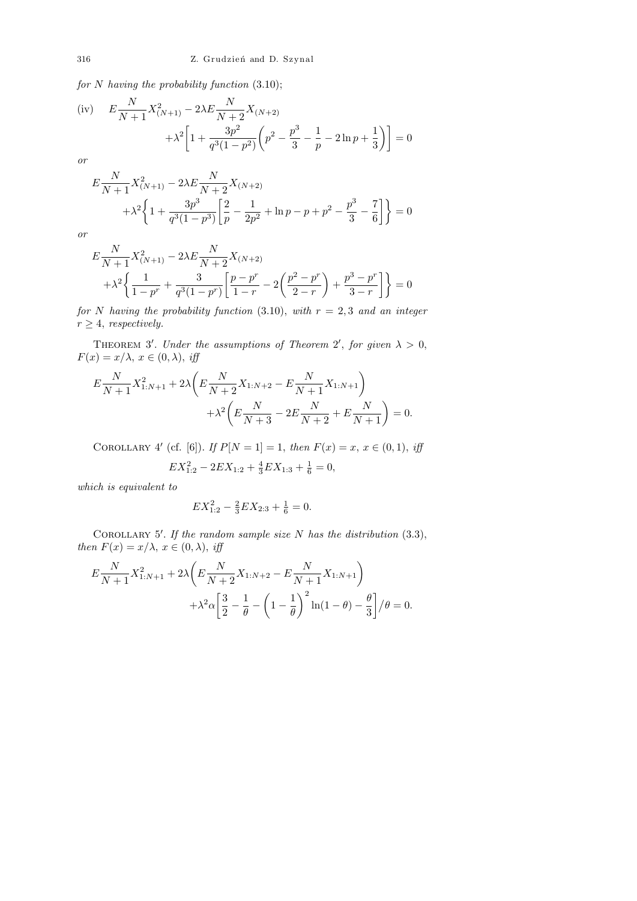*for $N$ having the probability function* (3.10);

(iv) 
$$E\frac{N}{N+1}X^2_{(N+1)} - 2\lambda E\frac{N}{N+2}X_{(N+2)} + \lambda^2\bigg[1+\frac{3p^2}{q^3(1-p^2)}\bigg(p^2-\frac{p^3}{3}-\frac{1}{p}-2\ln p+\frac{1}{3}\bigg)\bigg]=0$$

*or*

$$E\frac{N}{N+1}X^2_{(N+1)} - 2\lambda E\frac{N}{N+2}X_{(N+2)} + \lambda^2\bigg\{1+\frac{3p^3}{q^3(1-p^3)}\bigg[\frac{2}{p}-\frac{1}{2p^2}+\ln p-p+p^2-\frac{p^3}{3}-\frac{7}{6}\bigg]\bigg\}=0$$

*or*

$$E\frac{N}{N+1}X^2_{(N+1)} - 2\lambda E\frac{N}{N+2}X_{(N+2)} + \lambda^2\bigg\{\frac{1}{1-p^r}+\frac{3}{q^3(1-p^r)}\bigg[\frac{p-p^r}{1-r}-2\bigg(\frac{p^2-p^r}{2-r}\bigg)+\frac{p^3-p^r}{3-r}\bigg]\bigg\}=0$$

*for $N$ having the probability function* (3.10), *with $r=2,3$ and an integer $r\ge 4$, respectively.*

THEOREM 3′. *Under the assumptions of Theorem* 2′, *for given $\lambda>0$, $F(x)=x/\lambda$, $x\in(0,\lambda)$, iff*

$$E\frac{N}{N+1}X^2_{1:N+1} + 2\lambda\bigg(E\frac{N}{N+2}X_{1:N+2}-E\frac{N}{N+1}X_{1:N+1}\bigg) + \lambda^2\bigg(E\frac{N}{N+3}-2E\frac{N}{N+2}+E\frac{N}{N+1}\bigg)=0.$$

COROLLARY 4′ (cf. [6]). *If $P[N=1]=1$, then $F(x)=x$, $x\in(0,1)$, iff*

$$EX^2_{1:2}-2EX_{1:2}+\tfrac{4}{3}EX_{1:3}+\tfrac{1}{6}=0,$$

*which is equivalent to*

$$EX^2_{1:2}-\tfrac{2}{3}EX_{2:3}+\tfrac{1}{6}=0.$$

COROLLARY 5′. *If the random sample size $N$ has the distribution* (3.3), *then $F(x)=x/\lambda$, $x\in(0,\lambda)$, iff*

$$E\frac{N}{N+1}X^2_{1:N+1} + 2\lambda\bigg(E\frac{N}{N+2}X_{1:N+2}-E\frac{N}{N+1}X_{1:N+1}\bigg) + \lambda^2\alpha\bigg[\frac{3}{2}-\frac{1}{\theta}-\bigg(1-\frac{1}{\theta}\bigg)^2\ln(1-\theta)-\frac{\theta}{3}\bigg]\Big/\theta=0.$$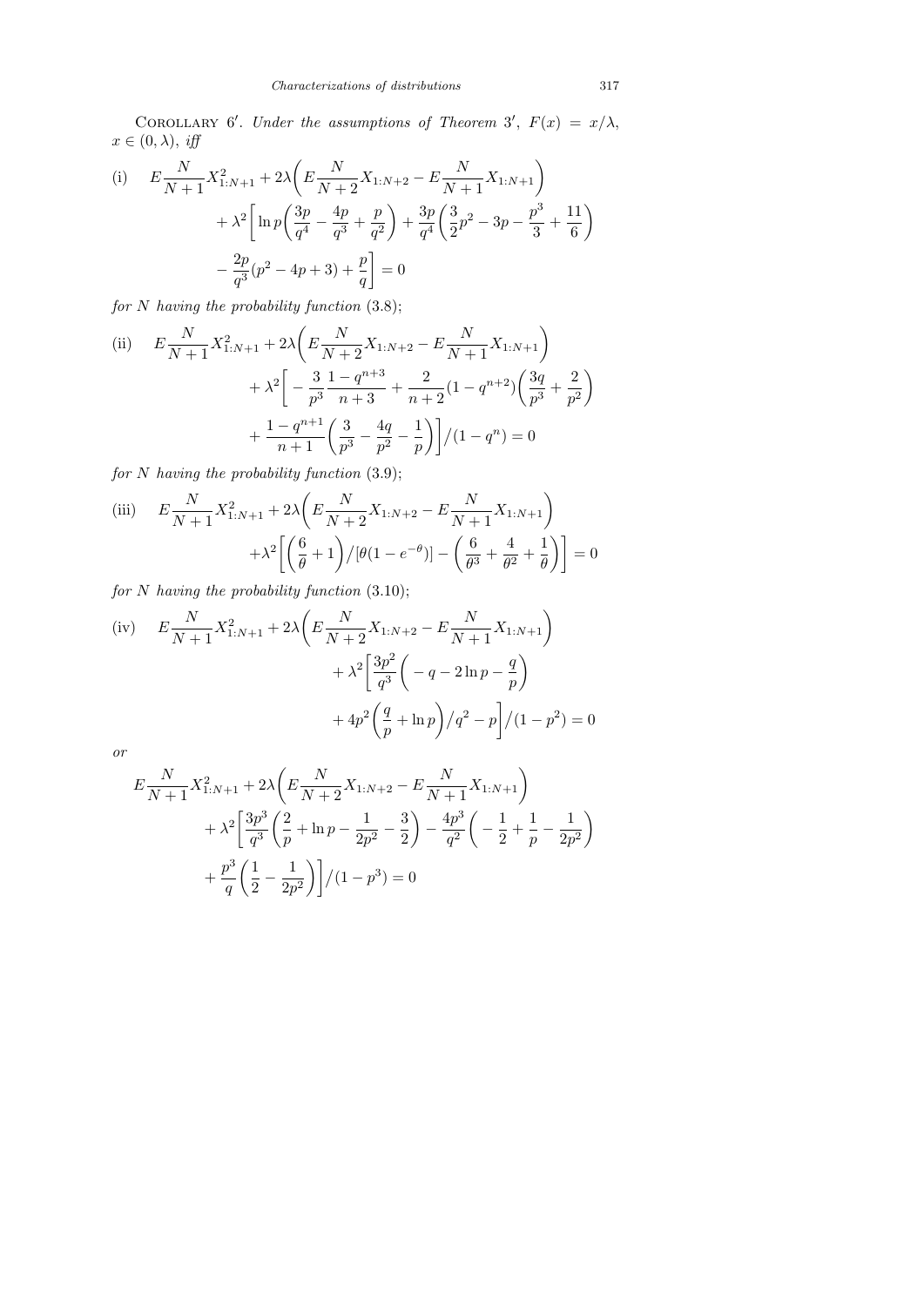COROLLARY 6′. *Under the assumptions of Theorem 3′, $F(x) = x/\lambda$, $x \in (0, \lambda)$, iff*

$$\text{(i)} \quad E\frac{N}{N+1}X_{1:N+1}^2 + 2\lambda\left(E\frac{N}{N+2}X_{1:N+2} - E\frac{N}{N+1}X_{1:N+1}\right) + \lambda^2\left[\ln p\left(\frac{3p}{q^4} - \frac{4p}{q^3} + \frac{p}{q^2}\right) + \frac{3p}{q^4}\left(\frac{3}{2}p^2 - 3p - \frac{p^3}{3} + \frac{11}{6}\right) - \frac{2p}{q^3}(p^2 - 4p + 3) + \frac{p}{q}\right] = 0$$

*for $N$ having the probability function* (3.8);

$$\text{(ii)} \quad E\frac{N}{N+1}X_{1:N+1}^2 + 2\lambda\left(E\frac{N}{N+2}X_{1:N+2} - E\frac{N}{N+1}X_{1:N+1}\right) + \lambda^2\left[-\frac{3}{p^3}\frac{1-q^{n+3}}{n+3} + \frac{2}{n+2}(1-q^{n+2})\left(\frac{3q}{p^3} + \frac{2}{p^2}\right) + \frac{1-q^{n+1}}{n+1}\left(\frac{3}{p^3} - \frac{4q}{p^2} - \frac{1}{p}\right)\right]\Big/(1-q^n) = 0$$

*for $N$ having the probability function* (3.9);

$$\text{(iii)} \quad E\frac{N}{N+1}X_{1:N+1}^2 + 2\lambda\left(E\frac{N}{N+2}X_{1:N+2} - E\frac{N}{N+1}X_{1:N+1}\right) + \lambda^2\left[\left(\frac{6}{\theta} + 1\right)\Big/[\theta(1-e^{-\theta})] - \left(\frac{6}{\theta^3} + \frac{4}{\theta^2} + \frac{1}{\theta}\right)\right] = 0$$

*for $N$ having the probability function* (3.10);

$$\text{(iv)} \quad E\frac{N}{N+1}X_{1:N+1}^2 + 2\lambda\left(E\frac{N}{N+2}X_{1:N+2} - E\frac{N}{N+1}X_{1:N+1}\right) + \lambda^2\left[\frac{3p^2}{q^3}\left(-q - 2\ln p - \frac{q}{p}\right) + 4p^2\left(\frac{q}{p} + \ln p\right)\Big/q^2 - p\right]\Big/(1-p^2) = 0$$

*or*

$$E\frac{N}{N+1}X_{1:N+1}^2 + 2\lambda\left(E\frac{N}{N+2}X_{1:N+2} - E\frac{N}{N+1}X_{1:N+1}\right) + \lambda^2\left[\frac{3p^3}{q^3}\left(\frac{2}{p} + \ln p - \frac{1}{2p^2} - \frac{3}{2}\right) - \frac{4p^3}{q^2}\left(-\frac{1}{2} + \frac{1}{p} - \frac{1}{2p^2}\right) + \frac{p^3}{q}\left(\frac{1}{2} - \frac{1}{2p^2}\right)\right]\Big/(1-p^3) = 0$$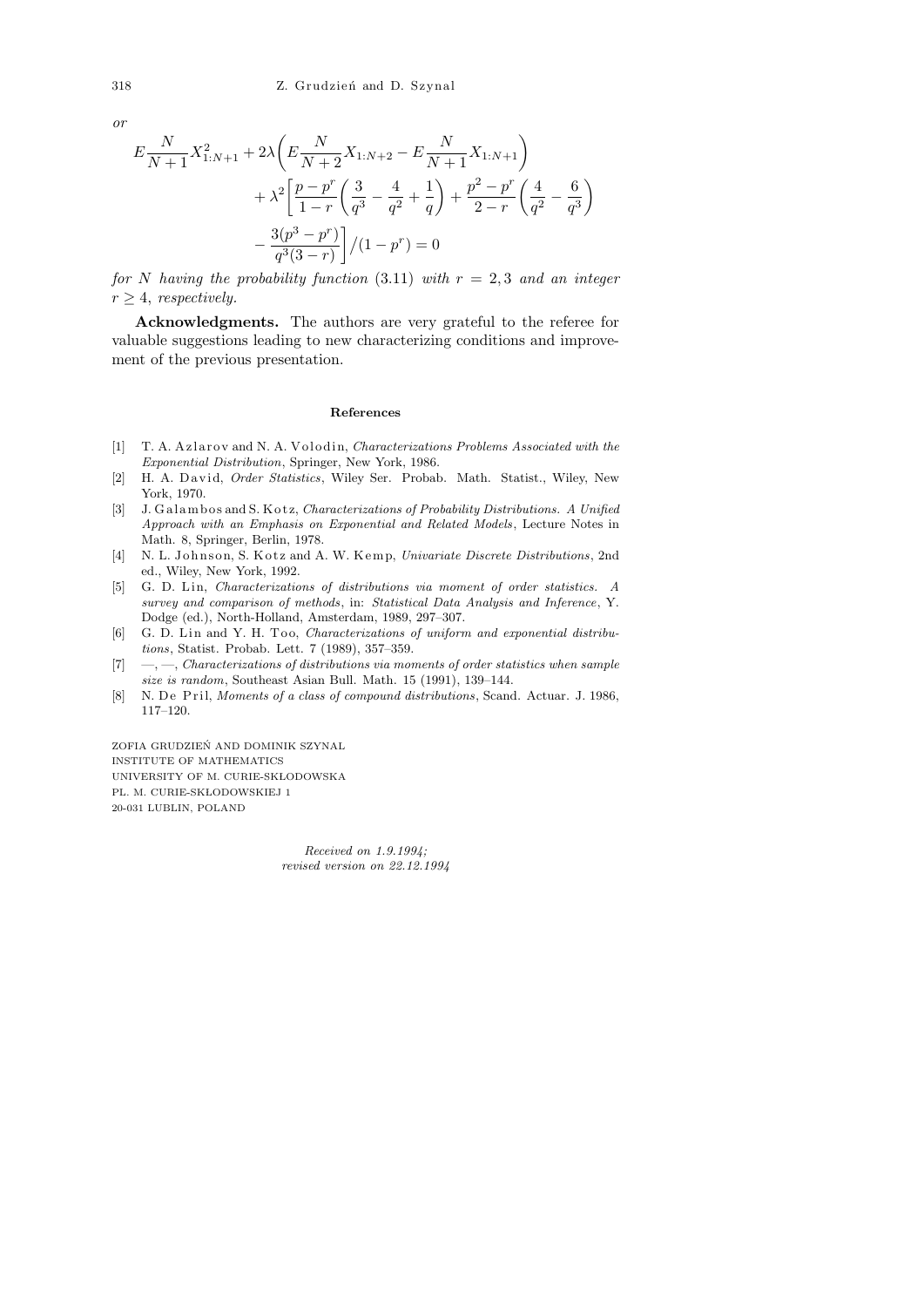*or*

$$
\begin{aligned}
E\frac{N}{N+1}X_{1:N+1}^2 &+ 2\lambda\bigg(E\frac{N}{N+2}X_{1:N+2} - E\frac{N}{N+1}X_{1:N+1}\bigg)\\
&+ \lambda^2\bigg[\frac{p-p^r}{1-r}\bigg(\frac{3}{q^3}-\frac{4}{q^2}+\frac{1}{q}\bigg) + \frac{p^2-p^r}{2-r}\bigg(\frac{4}{q^2}-\frac{6}{q^3}\bigg)\\
&- \frac{3(p^3-p^r)}{q^3(3-r)}\bigg]\Big/(1-p^r) = 0
\end{aligned}
$$

*for $N$ having the probability function* (3.11) *with $r = 2, 3$ and an integer $r \geq 4$, respectively.*

**Acknowledgments.** The authors are very grateful to the referee for valuable suggestions leading to new characterizing conditions and improvement of the previous presentation.

#### References

[1] T. A. Azlarov and N. A. Volodin, *Characterizations Problems Associated with the Exponential Distribution*, Springer, New York, 1986.

[2] H. A. David, *Order Statistics*, Wiley Ser. Probab. Math. Statist., Wiley, New York, 1970.

[3] J. Galambos and S. Kotz, *Characterizations of Probability Distributions. A Unified Approach with an Emphasis on Exponential and Related Models*, Lecture Notes in Math. 8, Springer, Berlin, 1978.

[4] N. L. Johnson, S. Kotz and A. W. Kemp, *Univariate Discrete Distributions*, 2nd ed., Wiley, New York, 1992.

[5] G. D. Lin, *Characterizations of distributions via moment of order statistics. A survey and comparison of methods*, in: *Statistical Data Analysis and Inference*, Y. Dodge (ed.), North-Holland, Amsterdam, 1989, 297–307.

[6] G. D. Lin and Y. H. Too, *Characterizations of uniform and exponential distributions*, Statist. Probab. Lett. 7 (1989), 357–359.

[7] —, —, *Characterizations of distributions via moments of order statistics when sample size is random*, Southeast Asian Bull. Math. 15 (1991), 139–144.

[8] N. De Pril, *Moments of a class of compound distributions*, Scand. Actuar. J. 1986, 117–120.

ZOFIA GRUDZIEŃ AND DOMINIK SZYNAL
INSTITUTE OF MATHEMATICS
UNIVERSITY OF M. CURIE-SKŁODOWSKA
PL. M. CURIE-SKŁODOWSKIEJ 1
20-031 LUBLIN, POLAND

*Received on 1.9.1994;*
*revised version on 22.12.1994*